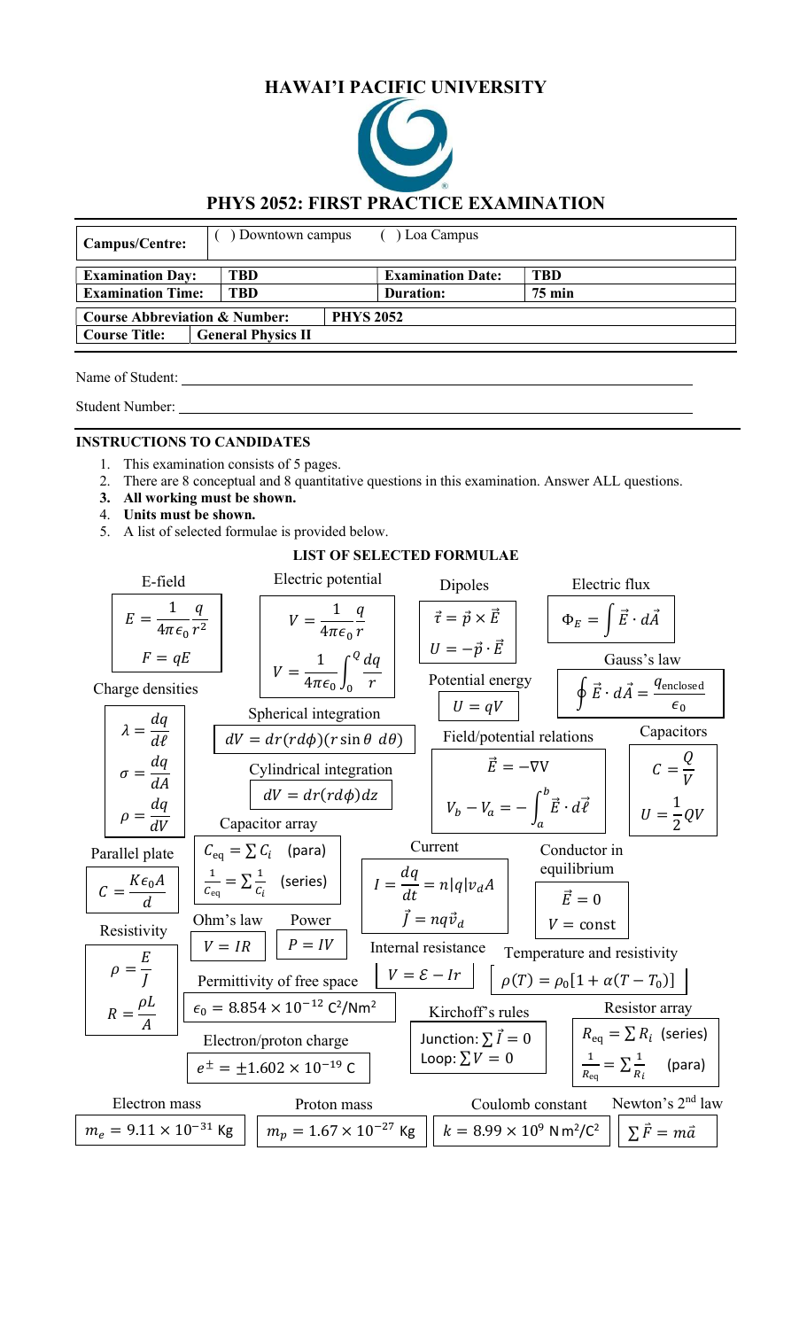# HAWAI'I PACIFIC UNIVERSITY

## PHYS 2052: FIRST PRACTICE EXAMINATION

| Campus/Centre: | ( ) Downtown campus ( ) Loa Campus | | |
|---|---|---|---|
| **Examination Day:** | **TBD** | **Examination Date:** | **TBD** |
| **Examination Time:** | **TBD** | **Duration:** | **75 min** |
| **Course Abbreviation & Number:** | **PHYS 2052** | | |
| **Course Title:** | **General Physics II** | | |

Name of Student: ______________________________

Student Number: ______________________________

**INSTRUCTIONS TO CANDIDATES**

1. This examination consists of 5 pages.
2. There are 8 conceptual and 8 quantitative questions in this examination. Answer ALL questions.
3. **All working must be shown.**
4. **Units must be shown.**
5. A list of selected formulae is provided below.

**LIST OF SELECTED FORMULAE**

**E-field**

$$E = \frac{1}{4\pi\epsilon_0}\frac{q}{r^2}$$

$$F = qE$$

**Electric potential**

$$V = \frac{1}{4\pi\epsilon_0}\frac{q}{r}$$

$$V = \frac{1}{4\pi\epsilon_0}\int_0^Q \frac{dq}{r}$$

**Dipoles**

$$\vec{\tau} = \vec{p} \times \vec{E}$$

$$U = -\vec{p}\cdot\vec{E}$$

**Electric flux**

$$\Phi_E = \int \vec{E}\cdot d\vec{A}$$

**Gauss's law**

$$\oint \vec{E}\cdot d\vec{A} = \frac{q_{\text{enclosed}}}{\epsilon_0}$$

**Charge densities**

$$\lambda = \frac{dq}{d\ell}$$

$$\sigma = \frac{dq}{dA}$$

$$\rho = \frac{dq}{dV}$$

**Spherical integration**

$$dV = dr(rd\phi)(r\sin\theta\ d\theta)$$

**Cylindrical integration**

$$dV = dr(rd\phi)dz$$

**Potential energy**

$$U = qV$$

**Field/potential relations**

$$\vec{E} = -\nabla V$$

$$V_b - V_a = -\int_a^b \vec{E}\cdot d\vec{\ell}$$

**Capacitors**

$$C = \frac{Q}{V}$$

$$U = \frac{1}{2}QV$$

**Capacitor array**

$$C_{\text{eq}} = \sum C_i \quad \text{(para)}$$

$$\frac{1}{C_{\text{eq}}} = \sum \frac{1}{C_i} \quad \text{(series)}$$

**Parallel plate**

$$C = \frac{K\epsilon_0 A}{d}$$

**Current**

$$I = \frac{dq}{dt} = n|q|v_d A$$

$$\vec{J} = nq\vec{v}_d$$

**Conductor in equilibrium**

$$\vec{E} = 0$$

$$V = \text{const}$$

**Resistivity**

$$\rho = \frac{E}{J}$$

$$R = \frac{\rho L}{A}$$

**Ohm's law**

$$V = IR$$

**Power**

$$P = IV$$

**Internal resistance**

$$V = \mathcal{E} - Ir$$

**Temperature and resistivity**

$$\rho(T) = \rho_0[1 + \alpha(T - T_0)]$$

**Permittivity of free space**

$$\epsilon_0 = 8.854\times 10^{-12}\ \text{C}^2/\text{Nm}^2$$

**Kirchoff's rules**

Junction: $\sum \vec{I} = 0$

Loop: $\sum V = 0$

**Resistor array**

$$R_{\text{eq}} = \sum R_i \quad \text{(series)}$$

$$\frac{1}{R_{\text{eq}}} = \sum \frac{1}{R_i} \quad \text{(para)}$$

**Electron/proton charge**

$$e^{\pm} = \pm 1.602\times 10^{-19}\ \text{C}$$

**Electron mass**

$$m_e = 9.11\times 10^{-31}\ \text{Kg}$$

**Proton mass**

$$m_p = 1.67\times 10^{-27}\ \text{Kg}$$

**Coulomb constant**

$$k = 8.99\times 10^{9}\ \text{N}\,\text{m}^2/\text{C}^2$$

**Newton's 2nd law**

$$\sum \vec{F} = m\vec{a}$$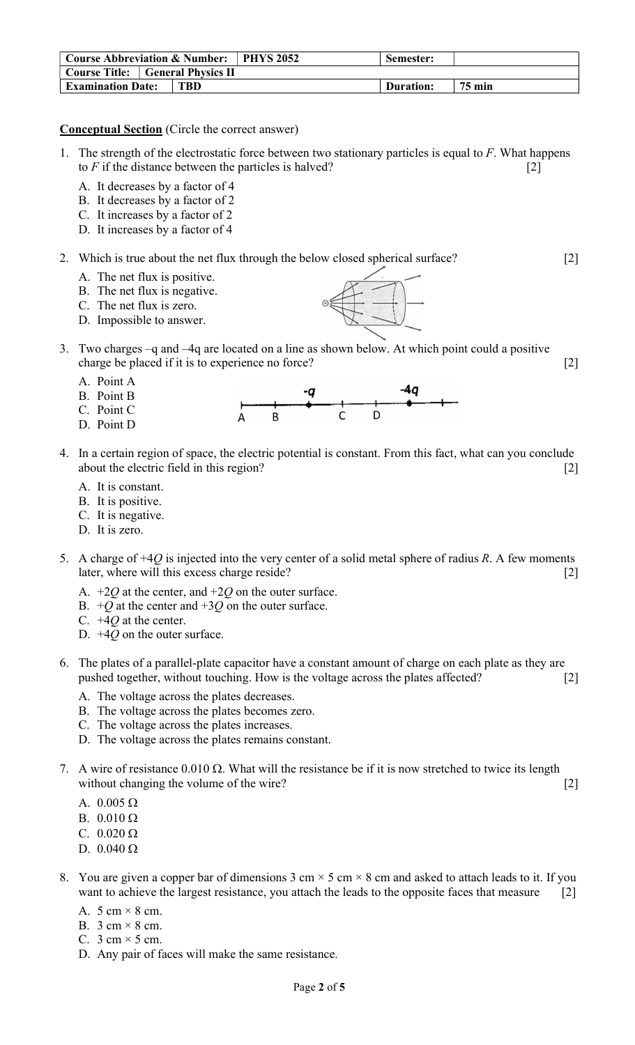| Course Abbreviation & Number: | PHYS 2052 | Semester: | |
|---|---|---|---|
| Course Title: | General Physics II | | |
| Examination Date: | TBD | Duration: | 75 min |

**Conceptual Section** (Circle the correct answer)

1. The strength of the electrostatic force between two stationary particles is equal to $F$. What happens to $F$ if the distance between the particles is halved? [2]
   - A. It decreases by a factor of 4
   - B. It decreases by a factor of 2
   - C. It increases by a factor of 2
   - D. It increases by a factor of 4

2. Which is true about the net flux through the below closed spherical surface? [2]
   - A. The net flux is positive.
   - B. The net flux is negative.
   - C. The net flux is zero.
   - D. Impossible to answer.

3. Two charges –q and –4q are located on a line as shown below. At which point could a positive charge be placed if it is to experience no force? [2]
   - A. Point A
   - B. Point B
   - C. Point C
   - D. Point D

4. In a certain region of space, the electric potential is constant. From this fact, what can you conclude about the electric field in this region? [2]
   - A. It is constant.
   - B. It is positive.
   - C. It is negative.
   - D. It is zero.

5. A charge of $+4Q$ is injected into the very center of a solid metal sphere of radius $R$. A few moments later, where will this excess charge reside? [2]
   - A. $+2Q$ at the center, and $+2Q$ on the outer surface.
   - B. $+Q$ at the center and $+3Q$ on the outer surface.
   - C. $+4Q$ at the center.
   - D. $+4Q$ on the outer surface.

6. The plates of a parallel-plate capacitor have a constant amount of charge on each plate as they are pushed together, without touching. How is the voltage across the plates affected? [2]
   - A. The voltage across the plates decreases.
   - B. The voltage across the plates becomes zero.
   - C. The voltage across the plates increases.
   - D. The voltage across the plates remains constant.

7. A wire of resistance 0.010 Ω. What will the resistance be if it is now stretched to twice its length without changing the volume of the wire? [2]
   - A. 0.005 Ω
   - B. 0.010 Ω
   - C. 0.020 Ω
   - D. 0.040 Ω

8. You are given a copper bar of dimensions 3 cm × 5 cm × 8 cm and asked to attach leads to it. If you want to achieve the largest resistance, you attach the leads to the opposite faces that measure [2]
   - A. 5 cm × 8 cm.
   - B. 3 cm × 8 cm.
   - C. 3 cm × 5 cm.
   - D. Any pair of faces will make the same resistance.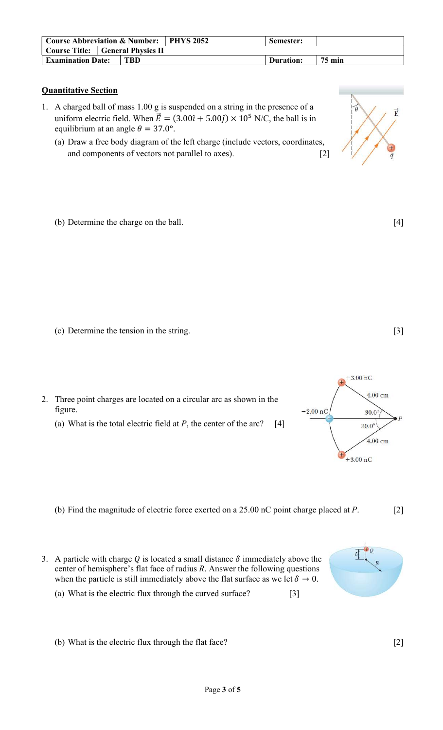| Course Abbreviation & Number: | PHYS 2052 | Semester: | |
| --- | --- | --- | --- |
| Course Title: | General Physics II | | |
| Examination Date: | TBD | Duration: | 75 min |

**Quantitative Section**

1. A charged ball of mass 1.00 g is suspended on a string in the presence of a uniform electric field. When $\vec{E} = (3.00\hat{\imath} + 5.00\hat{\jmath}) \times 10^5$ N/C, the ball is in equilibrium at an angle $\theta = 37.0°$.

   (a) Draw a free body diagram of the left charge (include vectors, coordinates, and components of vectors not parallel to axes). [2]

   (b) Determine the charge on the ball. [4]

   (c) Determine the tension in the string. [3]

2. Three point charges are located on a circular arc as shown in the figure.

   (a) What is the total electric field at $P$, the center of the arc? [4]

   (b) Find the magnitude of electric force exerted on a 25.00 nC point charge placed at $P$. [2]

3. A particle with charge $Q$ is located a small distance $\delta$ immediately above the center of hemisphere's flat face of radius $R$. Answer the following questions when the particle is still immediately above the flat surface as we let $\delta \to 0$.

   (a) What is the electric flux through the curved surface? [3]

   (b) What is the electric flux through the flat face? [2]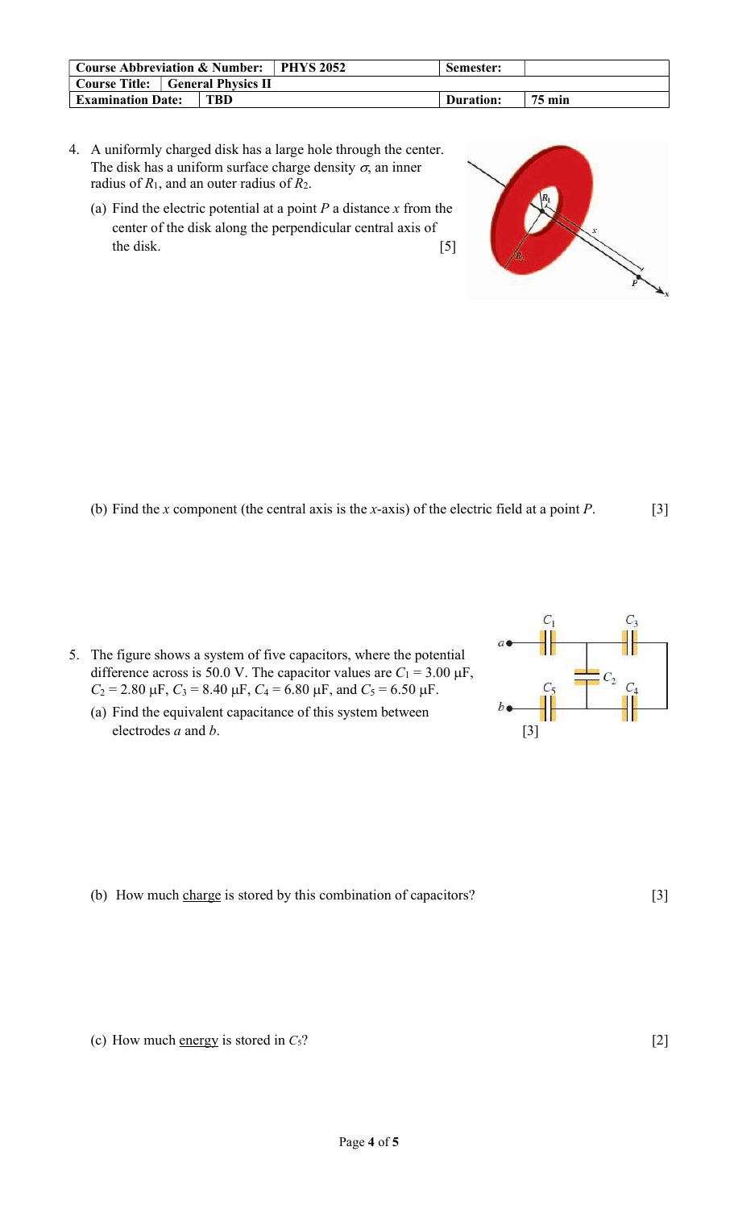| Course Abbreviation & Number: | PHYS 2052 | Semester: | |
|---|---|---|---|
| Course Title: | General Physics II | | |
| Examination Date: | TBD | Duration: | 75 min |

4. A uniformly charged disk has a large hole through the center. The disk has a uniform surface charge density $\sigma$, an inner radius of $R_1$, and an outer radius of $R_2$.

   (a) Find the electric potential at a point $P$ a distance $x$ from the center of the disk along the perpendicular central axis of the disk. [5]

   (b) Find the $x$ component (the central axis is the $x$-axis) of the electric field at a point $P$. [3]

5. The figure shows a system of five capacitors, where the potential difference across is 50.0 V. The capacitor values are $C_1 = 3.00\ \mu\text{F}$, $C_2 = 2.80\ \mu\text{F}$, $C_3 = 8.40\ \mu\text{F}$, $C_4 = 6.80\ \mu\text{F}$, and $C_5 = 6.50\ \mu\text{F}$.

   (a) Find the equivalent capacitance of this system between electrodes $a$ and $b$. [3]

   (b) How much charge is stored by this combination of capacitors? [3]

   (c) How much energy is stored in $C_5$? [2]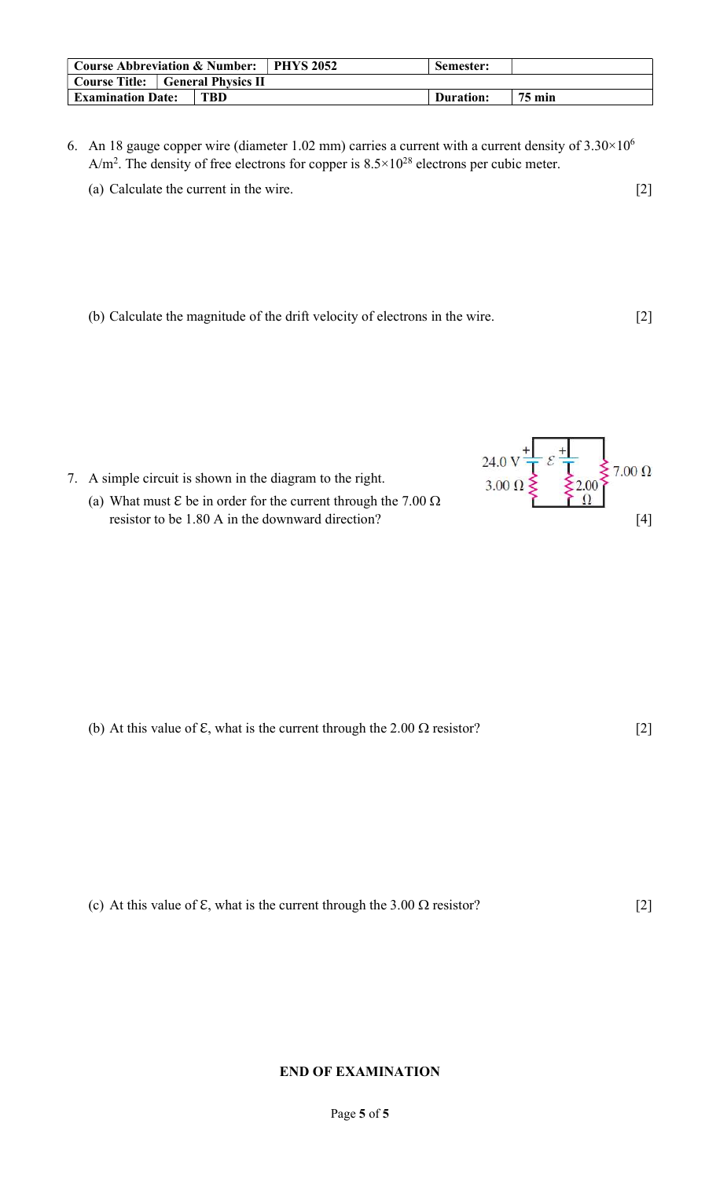6. An 18 gauge copper wire (diameter 1.02 mm) carries a current with a current density of $3.30 \times 10^6$ A/m$^2$. The density of free electrons for copper is $8.5 \times 10^{28}$ electrons per cubic meter.

   (a) Calculate the current in the wire. [2]

   (b) Calculate the magnitude of the drift velocity of electrons in the wire. [2]

7. A simple circuit is shown in the diagram to the right.

   24.0 V
   $\mathcal{E}$
   3.00 Ω
   2.00 Ω
   7.00 Ω

   (a) What must $\mathcal{E}$ be in order for the current through the 7.00 Ω resistor to be 1.80 A in the downward direction? [4]

   (b) At this value of $\mathcal{E}$, what is the current through the 2.00 Ω resistor? [2]

   (c) At this value of $\mathcal{E}$, what is the current through the 3.00 Ω resistor? [2]

**END OF EXAMINATION**